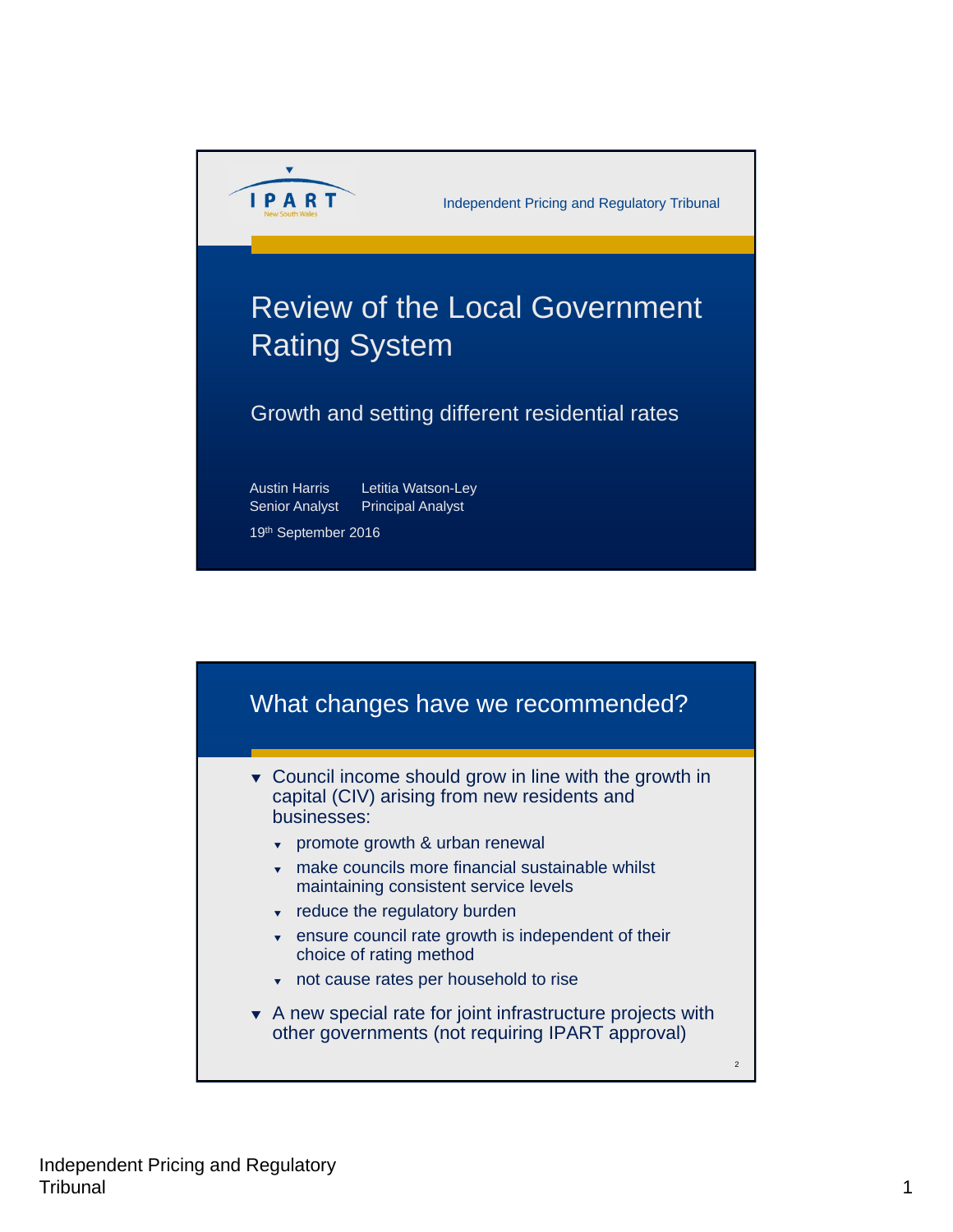# Review of the Local Government Rating System

## Growth and setting different residential rates

Austin Harris
Senior Analyst

Letitia Watson-Ley
Principal Analyst

19th September 2016

## What changes have we recommended?

- Council income should grow in line with the growth in capital (CIV) arising from new residents and businesses:
  - promote growth & urban renewal
  - make councils more financial sustainable whilst maintaining consistent service levels
  - reduce the regulatory burden
  - ensure council rate growth is independent of their choice of rating method
  - not cause rates per household to rise
- A new special rate for joint infrastructure projects with other governments (not requiring IPART approval)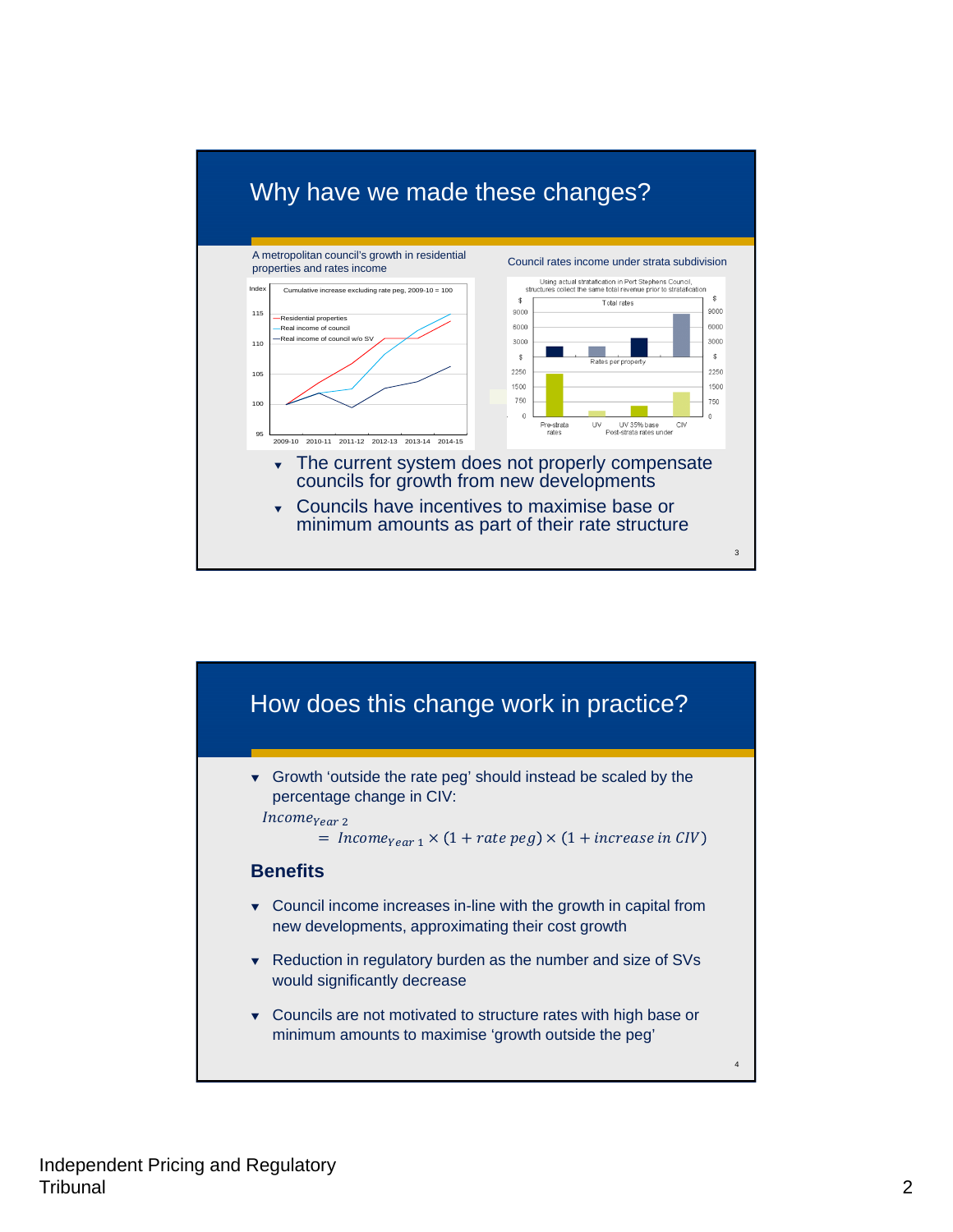## Why have we made these changes?

A metropolitan council's growth in residential properties and rates income

Index

Cumulative increase excluding rate peg, 2009-10 = 100

- Residential properties
- Real income of council
- Real income of council w/o SV

Council rates income under strata subdivision

Using actual stratafication in Port Stephens Council, structures collect the same total revenue prior to stratafication

Total rates

Rates per property

Pre-strata rates | UV | UV 35% base | CIV

Post-strata rates under

- The current system does not properly compensate councils for growth from new developments
- Councils have incentives to maximise base or minimum amounts as part of their rate structure

## How does this change work in practice?

- Growth 'outside the rate peg' should instead be scaled by the percentage change in CIV:

$$Income_{Year\ 2} = Income_{Year\ 1} \times (1 + rate\ peg) \times (1 + increase\ in\ CIV)$$

### Benefits

- Council income increases in-line with the growth in capital from new developments, approximating their cost growth
- Reduction in regulatory burden as the number and size of SVs would significantly decrease
- Councils are not motivated to structure rates with high base or minimum amounts to maximise 'growth outside the peg'

Independent Pricing and Regulatory Tribunal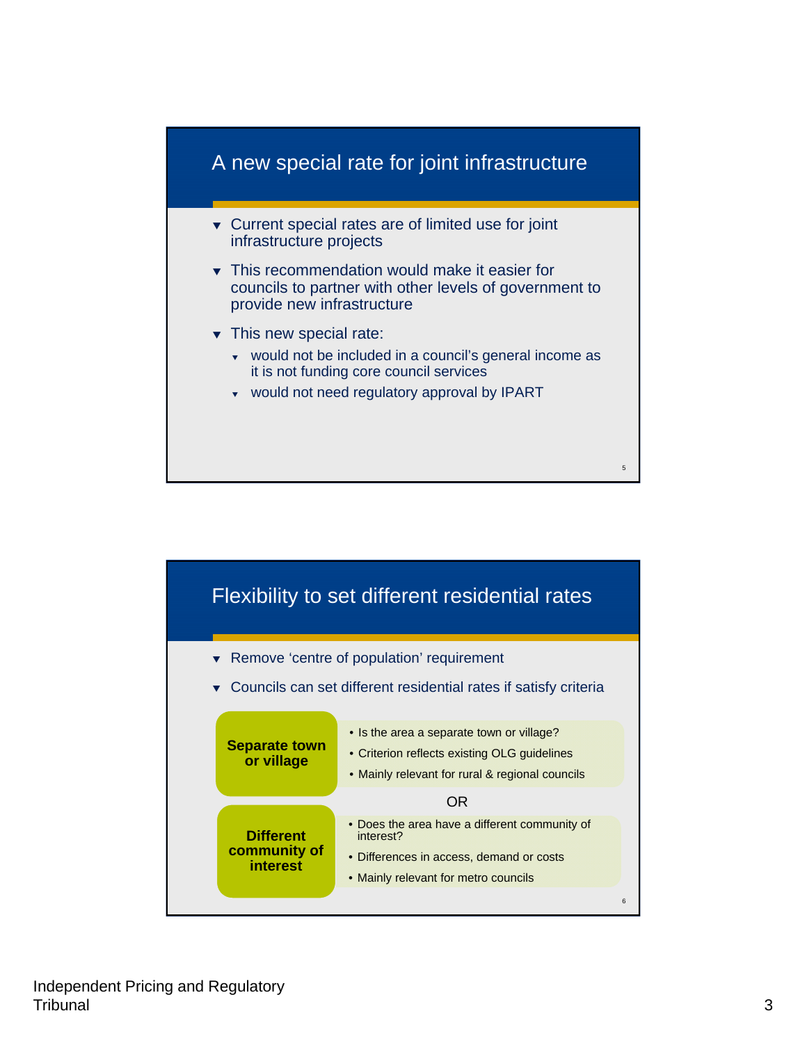## A new special rate for joint infrastructure

- Current special rates are of limited use for joint infrastructure projects
- This recommendation would make it easier for councils to partner with other levels of government to provide new infrastructure
- This new special rate:
  - would not be included in a council's general income as it is not funding core council services
  - would not need regulatory approval by IPART

## Flexibility to set different residential rates

- Remove 'centre of population' requirement
- Councils can set different residential rates if satisfy criteria

**Separate town or village**

- Is the area a separate town or village?
- Criterion reflects existing OLG guidelines
- Mainly relevant for rural & regional councils

OR

**Different community of interest**

- Does the area have a different community of interest?
- Differences in access, demand or costs
- Mainly relevant for metro councils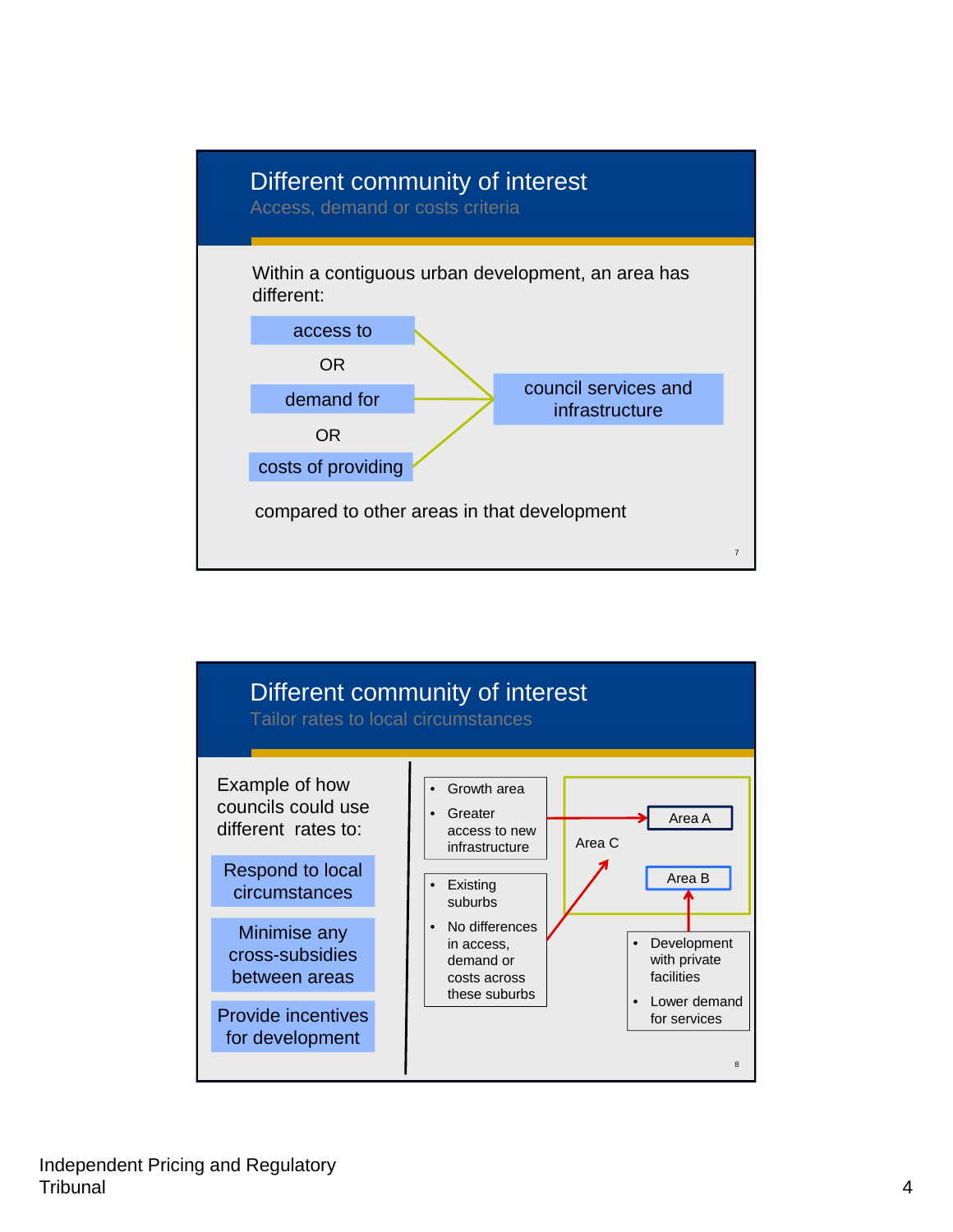## Different community of interest

### Access, demand or costs criteria

Within a contiguous urban development, an area has different:

- access to
  OR
- demand for
  OR
- costs of providing

council services and infrastructure

compared to other areas in that development

## Different community of interest

### Tailor rates to local circumstances

Example of how councils could use different rates to:

- Respond to local circumstances
- Minimise any cross-subsidies between areas
- Provide incentives for development

- Growth area
- Greater access to new infrastructure

→ Area A

- Existing suburbs
- No differences in access, demand or costs across these suburbs

→ Area C

- Development with private facilities
- Lower demand for services

→ Area B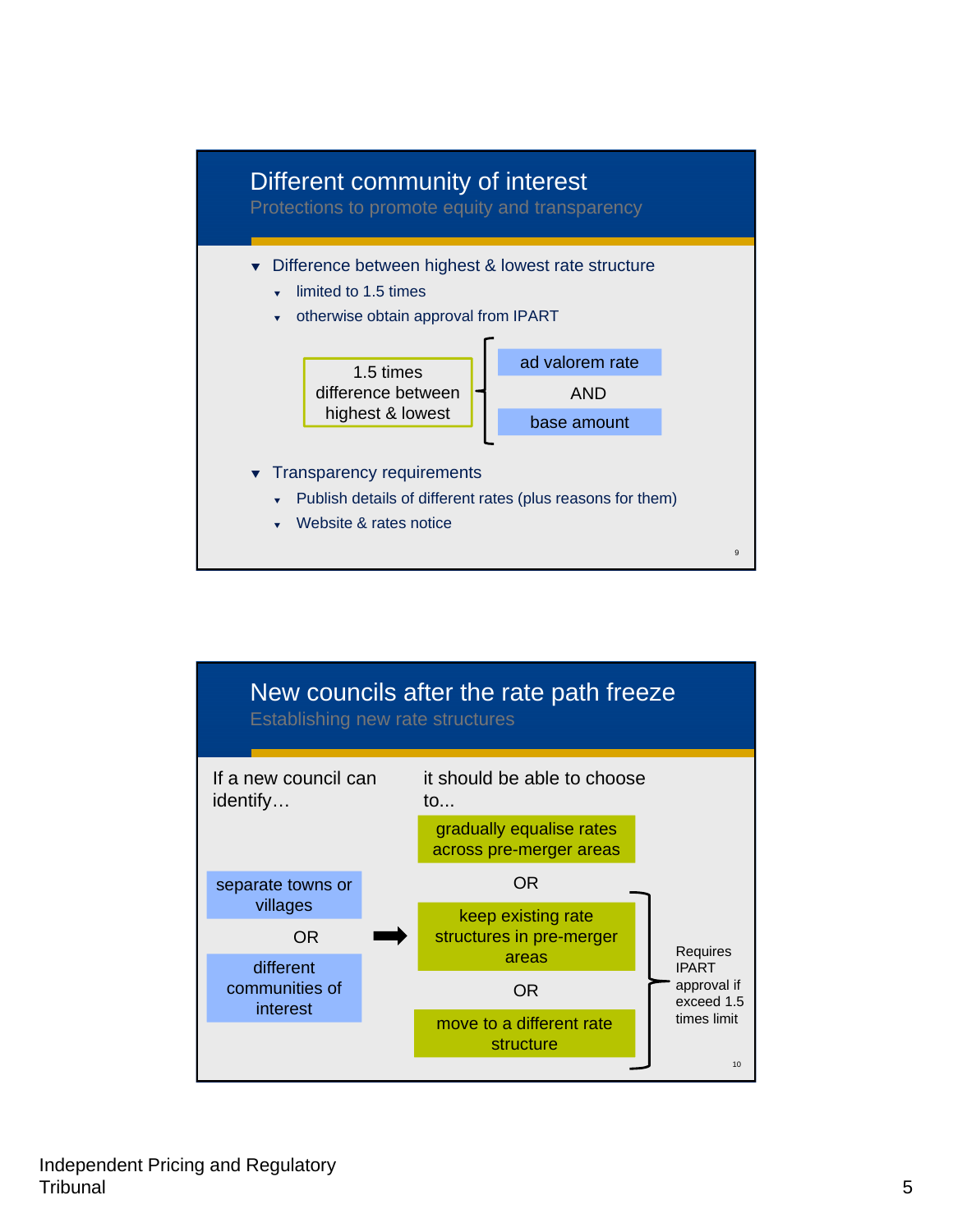## Different community of interest

### Protections to promote equity and transparency

- Difference between highest & lowest rate structure
  - limited to 1.5 times
  - otherwise obtain approval from IPART

1.5 times difference between highest & lowest → ad valorem rate AND base amount

- Transparency requirements
  - Publish details of different rates (plus reasons for them)
  - Website & rates notice

## New councils after the rate path freeze

### Establishing new rate structures

If a new council can identify…

- separate towns or villages

OR

- different communities of interest

it should be able to choose to...

- gradually equalise rates across pre-merger areas

OR

- keep existing rate structures in pre-merger areas

OR

- move to a different rate structure

Requires IPART approval if exceed 1.5 times limit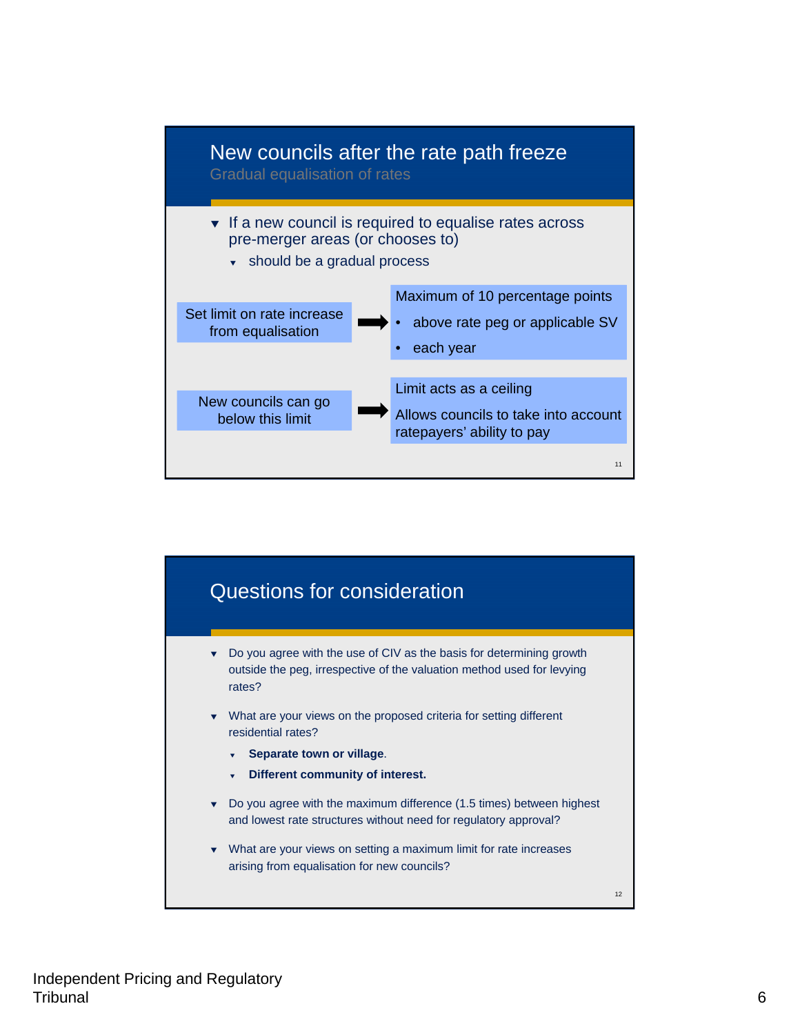## New councils after the rate path freeze

### Gradual equalisation of rates

- If a new council is required to equalise rates across pre-merger areas (or chooses to)
  - should be a gradual process

Set limit on rate increase from equalisation → Maximum of 10 percentage points
- above rate peg or applicable SV
- each year

New councils can go below this limit → Limit acts as a ceiling

Allows councils to take into account ratepayers' ability to pay

## Questions for consideration

- Do you agree with the use of CIV as the basis for determining growth outside the peg, irrespective of the valuation method used for levying rates?
- What are your views on the proposed criteria for setting different residential rates?
  - **Separate town or village**.
  - **Different community of interest.**
- Do you agree with the maximum difference (1.5 times) between highest and lowest rate structures without need for regulatory approval?
- What are your views on setting a maximum limit for rate increases arising from equalisation for new councils?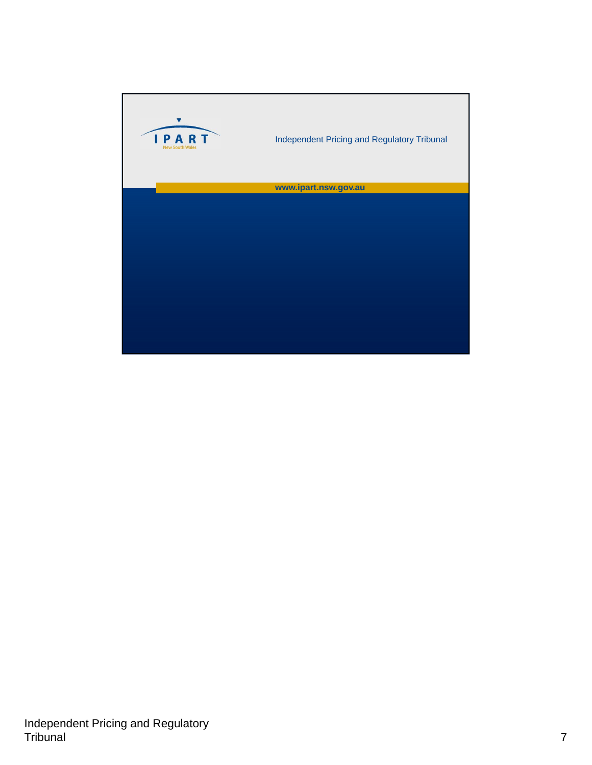IPART

New South Wales

Independent Pricing and Regulatory Tribunal

**www.ipart.nsw.gov.au**